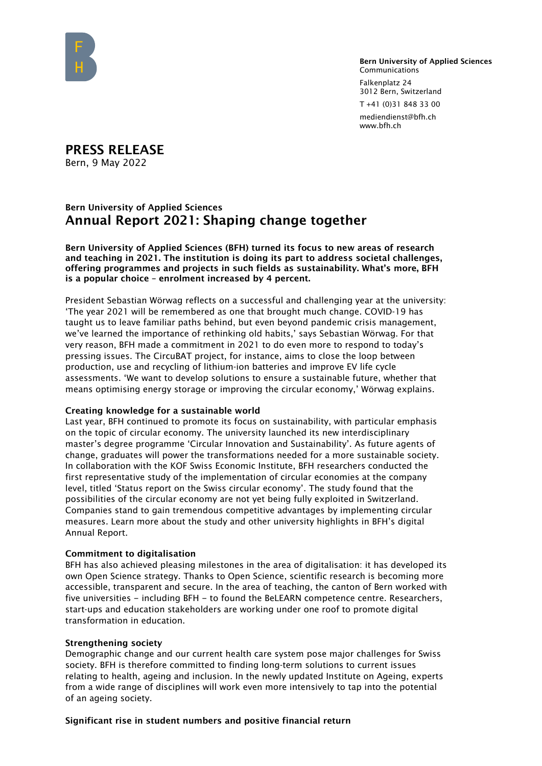**Bern University of Applied Sciences**
Communications

Falkenplatz 24
3012 Bern, Switzerland

T +41 (0)31 848 33 00

mediendienst@bfh.ch
www.bfh.ch

# PRESS RELEASE

Bern, 9 May 2022

**Bern University of Applied Sciences**

## Annual Report 2021: Shaping change together

**Bern University of Applied Sciences (BFH) turned its focus to new areas of research and teaching in 2021. The institution is doing its part to address societal challenges, offering programmes and projects in such fields as sustainability. What's more, BFH is a popular choice – enrolment increased by 4 percent.**

President Sebastian Wörwag reflects on a successful and challenging year at the university: 'The year 2021 will be remembered as one that brought much change. COVID-19 has taught us to leave familiar paths behind, but even beyond pandemic crisis management, we've learned the importance of rethinking old habits,' says Sebastian Wörwag. For that very reason, BFH made a commitment in 2021 to do even more to respond to today's pressing issues. The CircuBAT project, for instance, aims to close the loop between production, use and recycling of lithium-ion batteries and improve EV life cycle assessments. 'We want to develop solutions to ensure a sustainable future, whether that means optimising energy storage or improving the circular economy,' Wörwag explains.

### Creating knowledge for a sustainable world

Last year, BFH continued to promote its focus on sustainability, with particular emphasis on the topic of circular economy. The university launched its new interdisciplinary master's degree programme 'Circular Innovation and Sustainability'. As future agents of change, graduates will power the transformations needed for a more sustainable society. In collaboration with the KOF Swiss Economic Institute, BFH researchers conducted the first representative study of the implementation of circular economies at the company level, titled 'Status report on the Swiss circular economy'. The study found that the possibilities of the circular economy are not yet being fully exploited in Switzerland. Companies stand to gain tremendous competitive advantages by implementing circular measures. Learn more about the study and other university highlights in BFH's digital Annual Report.

### Commitment to digitalisation

BFH has also achieved pleasing milestones in the area of digitalisation: it has developed its own Open Science strategy. Thanks to Open Science, scientific research is becoming more accessible, transparent and secure. In the area of teaching, the canton of Bern worked with five universities – including BFH – to found the BeLEARN competence centre. Researchers, start-ups and education stakeholders are working under one roof to promote digital transformation in education.

### Strengthening society

Demographic change and our current health care system pose major challenges for Swiss society. BFH is therefore committed to finding long-term solutions to current issues relating to health, ageing and inclusion. In the newly updated Institute on Ageing, experts from a wide range of disciplines will work even more intensively to tap into the potential of an ageing society.

### Significant rise in student numbers and positive financial return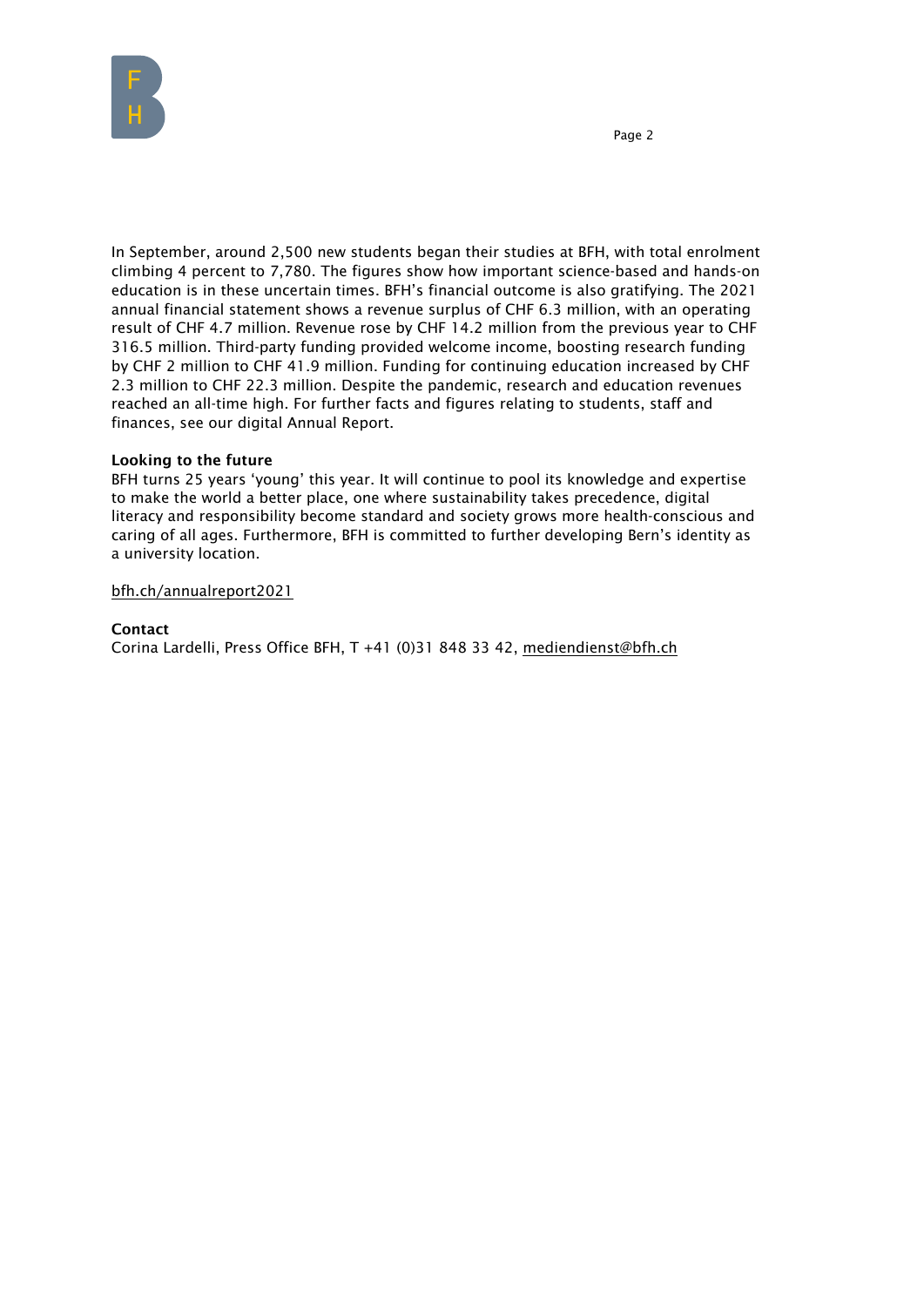In September, around 2,500 new students began their studies at BFH, with total enrolment climbing 4 percent to 7,780. The figures show how important science-based and hands-on education is in these uncertain times. BFH's financial outcome is also gratifying. The 2021 annual financial statement shows a revenue surplus of CHF 6.3 million, with an operating result of CHF 4.7 million. Revenue rose by CHF 14.2 million from the previous year to CHF 316.5 million. Third-party funding provided welcome income, boosting research funding by CHF 2 million to CHF 41.9 million. Funding for continuing education increased by CHF 2.3 million to CHF 22.3 million. Despite the pandemic, research and education revenues reached an all-time high. For further facts and figures relating to students, staff and finances, see our digital Annual Report.

**Looking to the future**
BFH turns 25 years 'young' this year. It will continue to pool its knowledge and expertise to make the world a better place, one where sustainability takes precedence, digital literacy and responsibility become standard and society grows more health-conscious and caring of all ages. Furthermore, BFH is committed to further developing Bern's identity as a university location.

bfh.ch/annualreport2021

**Contact**
Corina Lardelli, Press Office BFH, T +41 (0)31 848 33 42, mediendienst@bfh.ch